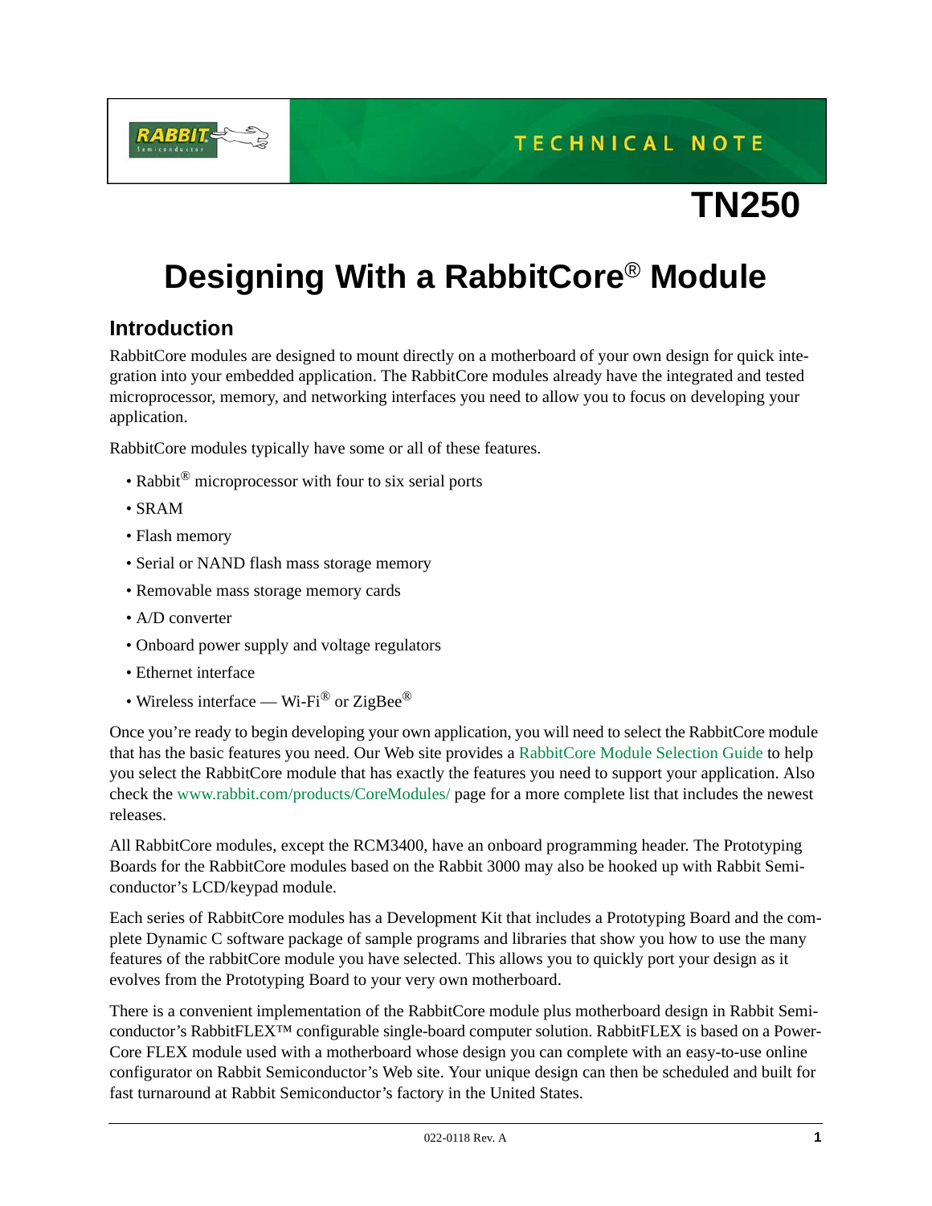TECHNICAL NOTE

# TN250

# Designing With a RabbitCore® Module

## Introduction

RabbitCore modules are designed to mount directly on a motherboard of your own design for quick integration into your embedded application. The RabbitCore modules already have the integrated and tested microprocessor, memory, and networking interfaces you need to allow you to focus on developing your application.

RabbitCore modules typically have some or all of these features.

- Rabbit® microprocessor with four to six serial ports
- SRAM
- Flash memory
- Serial or NAND flash mass storage memory
- Removable mass storage memory cards
- A/D converter
- Onboard power supply and voltage regulators
- Ethernet interface
- Wireless interface — Wi-Fi® or ZigBee®

Once you're ready to begin developing your own application, you will need to select the RabbitCore module that has the basic features you need. Our Web site provides a RabbitCore Module Selection Guide to help you select the RabbitCore module that has exactly the features you need to support your application. Also check the www.rabbit.com/products/CoreModules/ page for a more complete list that includes the newest releases.

All RabbitCore modules, except the RCM3400, have an onboard programming header. The Prototyping Boards for the RabbitCore modules based on the Rabbit 3000 may also be hooked up with Rabbit Semiconductor's LCD/keypad module.

Each series of RabbitCore modules has a Development Kit that includes a Prototyping Board and the complete Dynamic C software package of sample programs and libraries that show you how to use the many features of the rabbitCore module you have selected. This allows you to quickly port your design as it evolves from the Prototyping Board to your very own motherboard.

There is a convenient implementation of the RabbitCore module plus motherboard design in Rabbit Semiconductor's RabbitFLEX™ configurable single-board computer solution. RabbitFLEX is based on a PowerCore FLEX module used with a motherboard whose design you can complete with an easy-to-use online configurator on Rabbit Semiconductor's Web site. Your unique design can then be scheduled and built for fast turnaround at Rabbit Semiconductor's factory in the United States.

022-0118 Rev. A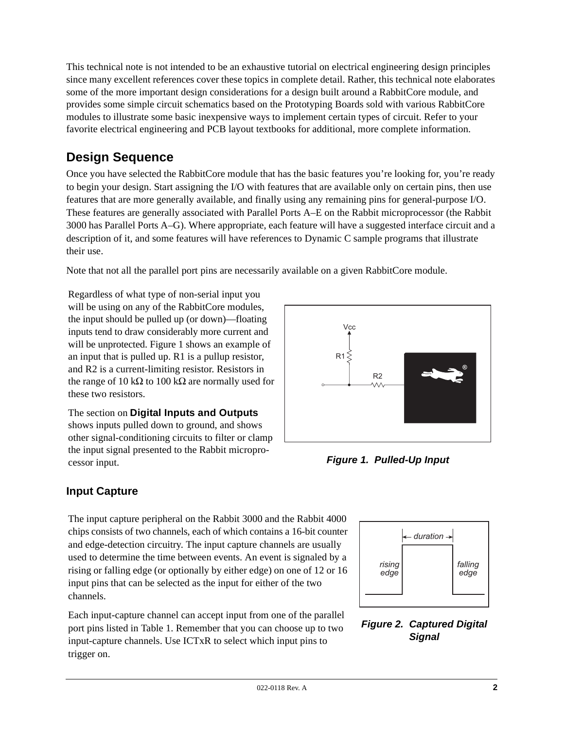This technical note is not intended to be an exhaustive tutorial on electrical engineering design principles since many excellent references cover these topics in complete detail. Rather, this technical note elaborates some of the more important design considerations for a design built around a RabbitCore module, and provides some simple circuit schematics based on the Prototyping Boards sold with various RabbitCore modules to illustrate some basic inexpensive ways to implement certain types of circuit. Refer to your favorite electrical engineering and PCB layout textbooks for additional, more complete information.

## Design Sequence

Once you have selected the RabbitCore module that has the basic features you're looking for, you're ready to begin your design. Start assigning the I/O with features that are available only on certain pins, then use features that are more generally available, and finally using any remaining pins for general-purpose I/O. These features are generally associated with Parallel Ports A–E on the Rabbit microprocessor (the Rabbit 3000 has Parallel Ports A–G). Where appropriate, each feature will have a suggested interface circuit and a description of it, and some features will have references to Dynamic C sample programs that illustrate their use.

Note that not all the parallel port pins are necessarily available on a given RabbitCore module.

Regardless of what type of non-serial input you will be using on any of the RabbitCore modules, the input should be pulled up (or down)—floating inputs tend to draw considerably more current and will be unprotected. Figure 1 shows an example of an input that is pulled up. R1 is a pullup resistor, and R2 is a current-limiting resistor. Resistors in the range of 10 kΩ to 100 kΩ are normally used for these two resistors.

The section on **Digital Inputs and Outputs** shows inputs pulled down to ground, and shows other signal-conditioning circuits to filter or clamp the input signal presented to the Rabbit microprocessor input.

***Figure 1. Pulled-Up Input***

### Input Capture

The input capture peripheral on the Rabbit 3000 and the Rabbit 4000 chips consists of two channels, each of which contains a 16-bit counter and edge-detection circuitry. The input capture channels are usually used to determine the time between events. An event is signaled by a rising or falling edge (or optionally by either edge) on one of 12 or 16 input pins that can be selected as the input for either of the two channels.

Each input-capture channel can accept input from one of the parallel port pins listed in Table 1. Remember that you can choose up to two input-capture channels. Use ICTxR to select which input pins to trigger on.

***Figure 2. Captured Digital Signal***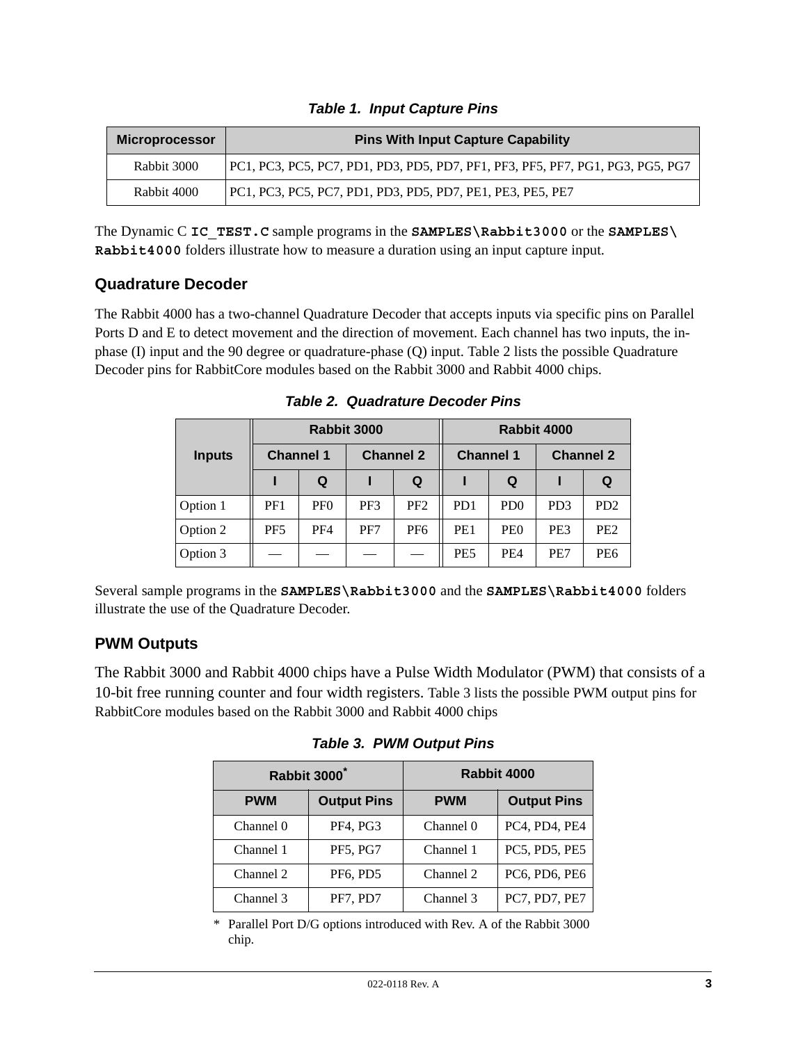*Table 1. Input Capture Pins*

| Microprocessor | Pins With Input Capture Capability |
|---|---|
| Rabbit 3000 | PC1, PC3, PC5, PC7, PD1, PD3, PD5, PD7, PF1, PF3, PF5, PF7, PG1, PG3, PG5, PG7 |
| Rabbit 4000 | PC1, PC3, PC5, PC7, PD1, PD3, PD5, PD7, PE1, PE3, PE5, PE7 |

The Dynamic C **`IC_TEST.C`** sample programs in the **`SAMPLES\Rabbit3000`** or the **`SAMPLES\Rabbit4000`** folders illustrate how to measure a duration using an input capture input.

### Quadrature Decoder

The Rabbit 4000 has a two-channel Quadrature Decoder that accepts inputs via specific pins on Parallel Ports D and E to detect movement and the direction of movement. Each channel has two inputs, the in-phase (I) input and the 90 degree or quadrature-phase (Q) input. Table 2 lists the possible Quadrature Decoder pins for RabbitCore modules based on the Rabbit 3000 and Rabbit 4000 chips.

*Table 2. Quadrature Decoder Pins*

| Inputs | Rabbit 3000 | | | | Rabbit 4000 | | | |
|---|---|---|---|---|---|---|---|---|
| | Channel 1 | | Channel 2 | | Channel 1 | | Channel 2 | |
| | I | Q | I | Q | I | Q | I | Q |
| Option 1 | PF1 | PF0 | PF3 | PF2 | PD1 | PD0 | PD3 | PD2 |
| Option 2 | PF5 | PF4 | PF7 | PF6 | PE1 | PE0 | PE3 | PE2 |
| Option 3 | — | — | — | — | PE5 | PE4 | PE7 | PE6 |

Several sample programs in the **`SAMPLES\Rabbit3000`** and the **`SAMPLES\Rabbit4000`** folders illustrate the use of the Quadrature Decoder.

### PWM Outputs

The Rabbit 3000 and Rabbit 4000 chips have a Pulse Width Modulator (PWM) that consists of a 10-bit free running counter and four width registers. Table 3 lists the possible PWM output pins for RabbitCore modules based on the Rabbit 3000 and Rabbit 4000 chips

*Table 3. PWM Output Pins*

| Rabbit 3000* | | Rabbit 4000 | |
|---|---|---|---|
| PWM | Output Pins | PWM | Output Pins |
| Channel 0 | PF4, PG3 | Channel 0 | PC4, PD4, PE4 |
| Channel 1 | PF5, PG7 | Channel 1 | PC5, PD5, PE5 |
| Channel 2 | PF6, PD5 | Channel 2 | PC6, PD6, PE6 |
| Channel 3 | PF7, PD7 | Channel 3 | PC7, PD7, PE7 |

\* Parallel Port D/G options introduced with Rev. A of the Rabbit 3000 chip.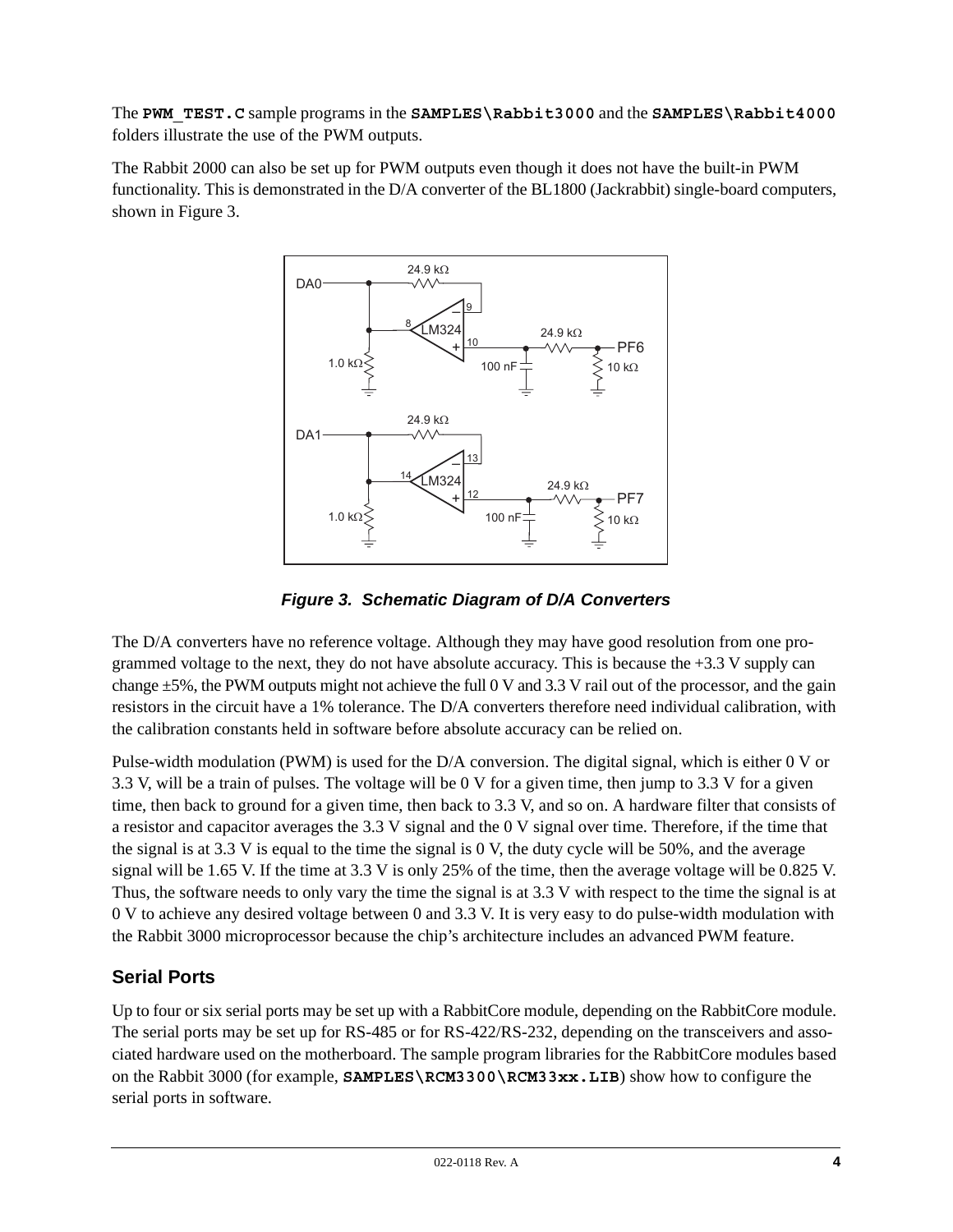The **PWM_TEST.C** sample programs in the **SAMPLES\Rabbit3000** and the **SAMPLES\Rabbit4000** folders illustrate the use of the PWM outputs.

The Rabbit 2000 can also be set up for PWM outputs even though it does not have the built-in PWM functionality. This is demonstrated in the D/A converter of the BL1800 (Jackrabbit) single-board computers, shown in Figure 3.

***Figure 3. Schematic Diagram of D/A Converters***

The D/A converters have no reference voltage. Although they may have good resolution from one programmed voltage to the next, they do not have absolute accuracy. This is because the +3.3 V supply can change ±5%, the PWM outputs might not achieve the full 0 V and 3.3 V rail out of the processor, and the gain resistors in the circuit have a 1% tolerance. The D/A converters therefore need individual calibration, with the calibration constants held in software before absolute accuracy can be relied on.

Pulse-width modulation (PWM) is used for the D/A conversion. The digital signal, which is either 0 V or 3.3 V, will be a train of pulses. The voltage will be 0 V for a given time, then jump to 3.3 V for a given time, then back to ground for a given time, then back to 3.3 V, and so on. A hardware filter that consists of a resistor and capacitor averages the 3.3 V signal and the 0 V signal over time. Therefore, if the time that the signal is at 3.3 V is equal to the time the signal is 0 V, the duty cycle will be 50%, and the average signal will be 1.65 V. If the time at 3.3 V is only 25% of the time, then the average voltage will be 0.825 V. Thus, the software needs to only vary the time the signal is at 3.3 V with respect to the time the signal is at 0 V to achieve any desired voltage between 0 and 3.3 V. It is very easy to do pulse-width modulation with the Rabbit 3000 microprocessor because the chip's architecture includes an advanced PWM feature.

## Serial Ports

Up to four or six serial ports may be set up with a RabbitCore module, depending on the RabbitCore module. The serial ports may be set up for RS-485 or for RS-422/RS-232, depending on the transceivers and associated hardware used on the motherboard. The sample program libraries for the RabbitCore modules based on the Rabbit 3000 (for example, **SAMPLES\RCM3300\RCM33xx.LIB**) show how to configure the serial ports in software.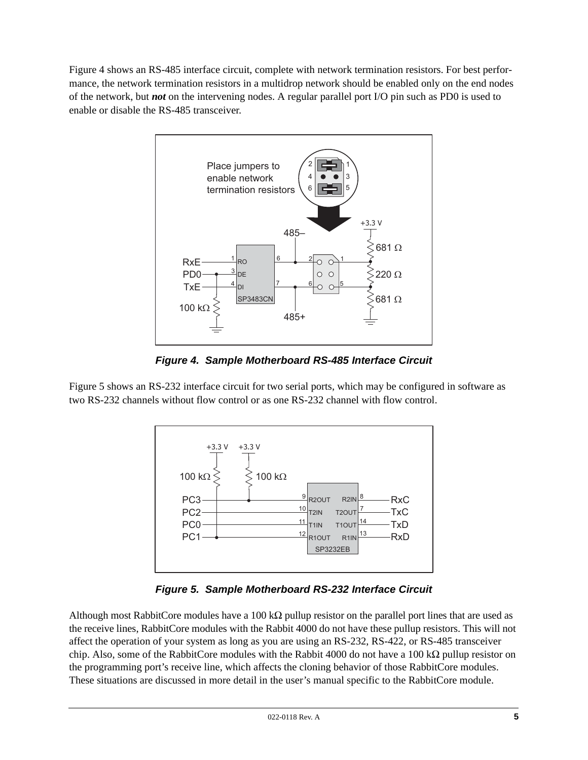Figure 4 shows an RS-485 interface circuit, complete with network termination resistors. For best performance, the network termination resistors in a multidrop network should be enabled only on the end nodes of the network, but ***not*** on the intervening nodes. A regular parallel port I/O pin such as PD0 is used to enable or disable the RS-485 transceiver.

***Figure 4. Sample Motherboard RS-485 Interface Circuit***

Figure 5 shows an RS-232 interface circuit for two serial ports, which may be configured in software as two RS-232 channels without flow control or as one RS-232 channel with flow control.

***Figure 5. Sample Motherboard RS-232 Interface Circuit***

Although most RabbitCore modules have a 100 kΩ pullup resistor on the parallel port lines that are used as the receive lines, RabbitCore modules with the Rabbit 4000 do not have these pullup resistors. This will not affect the operation of your system as long as you are using an RS-232, RS-422, or RS-485 transceiver chip. Also, some of the RabbitCore modules with the Rabbit 4000 do not have a 100 kΩ pullup resistor on the programming port's receive line, which affects the cloning behavior of those RabbitCore modules. These situations are discussed in more detail in the user's manual specific to the RabbitCore module.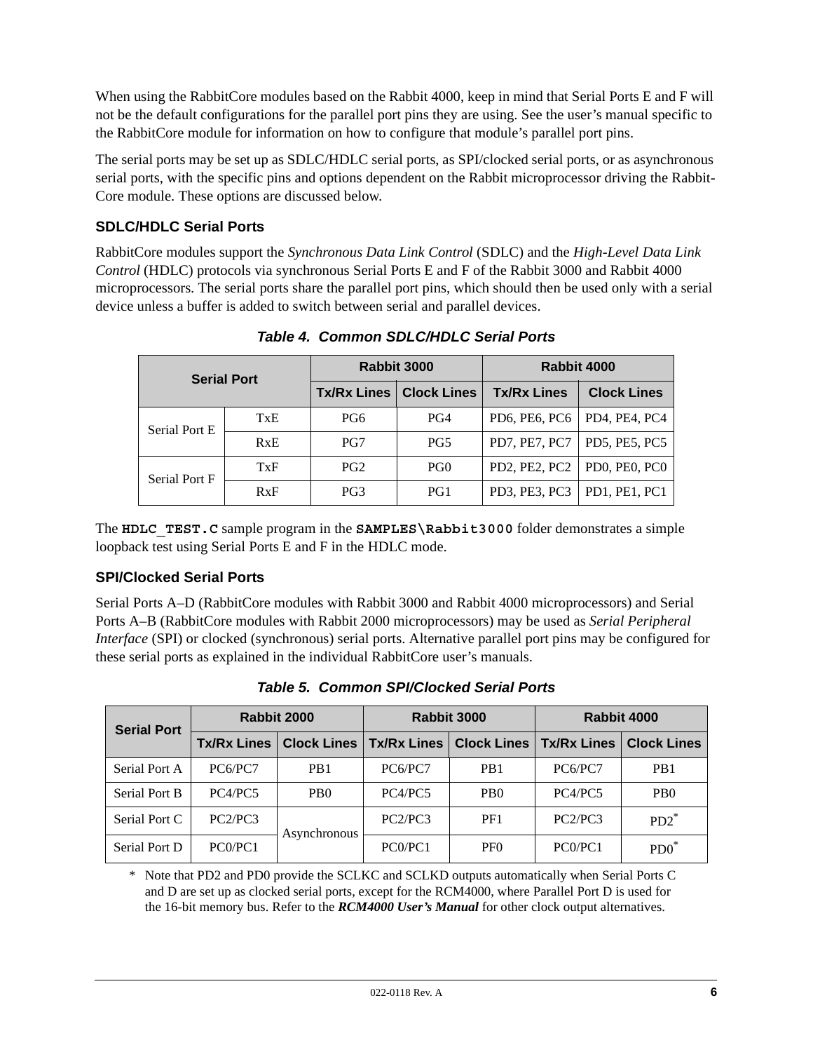When using the RabbitCore modules based on the Rabbit 4000, keep in mind that Serial Ports E and F will not be the default configurations for the parallel port pins they are using. See the user's manual specific to the RabbitCore module for information on how to configure that module's parallel port pins.

The serial ports may be set up as SDLC/HDLC serial ports, as SPI/clocked serial ports, or as asynchronous serial ports, with the specific pins and options dependent on the Rabbit microprocessor driving the RabbitCore module. These options are discussed below.

### SDLC/HDLC Serial Ports

RabbitCore modules support the *Synchronous Data Link Control* (SDLC) and the *High-Level Data Link Control* (HDLC) protocols via synchronous Serial Ports E and F of the Rabbit 3000 and Rabbit 4000 microprocessors. The serial ports share the parallel port pins, which should then be used only with a serial device unless a buffer is added to switch between serial and parallel devices.

***Table 4. Common SDLC/HDLC Serial Ports***

| Serial Port | | Rabbit 3000 | | Rabbit 4000 | |
|---|---|---|---|---|---|
| | | Tx/Rx Lines | Clock Lines | Tx/Rx Lines | Clock Lines |
| Serial Port E | TxE | PG6 | PG4 | PD6, PE6, PC6 | PD4, PE4, PC4 |
| | RxE | PG7 | PG5 | PD7, PE7, PC7 | PD5, PE5, PC5 |
| Serial Port F | TxF | PG2 | PG0 | PD2, PE2, PC2 | PD0, PE0, PC0 |
| | RxF | PG3 | PG1 | PD3, PE3, PC3 | PD1, PE1, PC1 |

The **`HDLC_TEST.C`** sample program in the **`SAMPLES\Rabbit3000`** folder demonstrates a simple loopback test using Serial Ports E and F in the HDLC mode.

### SPI/Clocked Serial Ports

Serial Ports A–D (RabbitCore modules with Rabbit 3000 and Rabbit 4000 microprocessors) and Serial Ports A–B (RabbitCore modules with Rabbit 2000 microprocessors) may be used as *Serial Peripheral Interface* (SPI) or clocked (synchronous) serial ports. Alternative parallel port pins may be configured for these serial ports as explained in the individual RabbitCore user's manuals.

***Table 5. Common SPI/Clocked Serial Ports***

| Serial Port | Rabbit 2000 | | Rabbit 3000 | | Rabbit 4000 | |
|---|---|---|---|---|---|---|
| | Tx/Rx Lines | Clock Lines | Tx/Rx Lines | Clock Lines | Tx/Rx Lines | Clock Lines |
| Serial Port A | PC6/PC7 | PB1 | PC6/PC7 | PB1 | PC6/PC7 | PB1 |
| Serial Port B | PC4/PC5 | PB0 | PC4/PC5 | PB0 | PC4/PC5 | PB0 |
| Serial Port C | PC2/PC3 | Asynchronous | PC2/PC3 | PF1 | PC2/PC3 | PD2* |
| Serial Port D | PC0/PC1 | | PC0/PC1 | PF0 | PC0/PC1 | PD0* |

\* Note that PD2 and PD0 provide the SCLKC and SCLKD outputs automatically when Serial Ports C and D are set up as clocked serial ports, except for the RCM4000, where Parallel Port D is used for the 16-bit memory bus. Refer to the ***RCM4000 User's Manual*** for other clock output alternatives.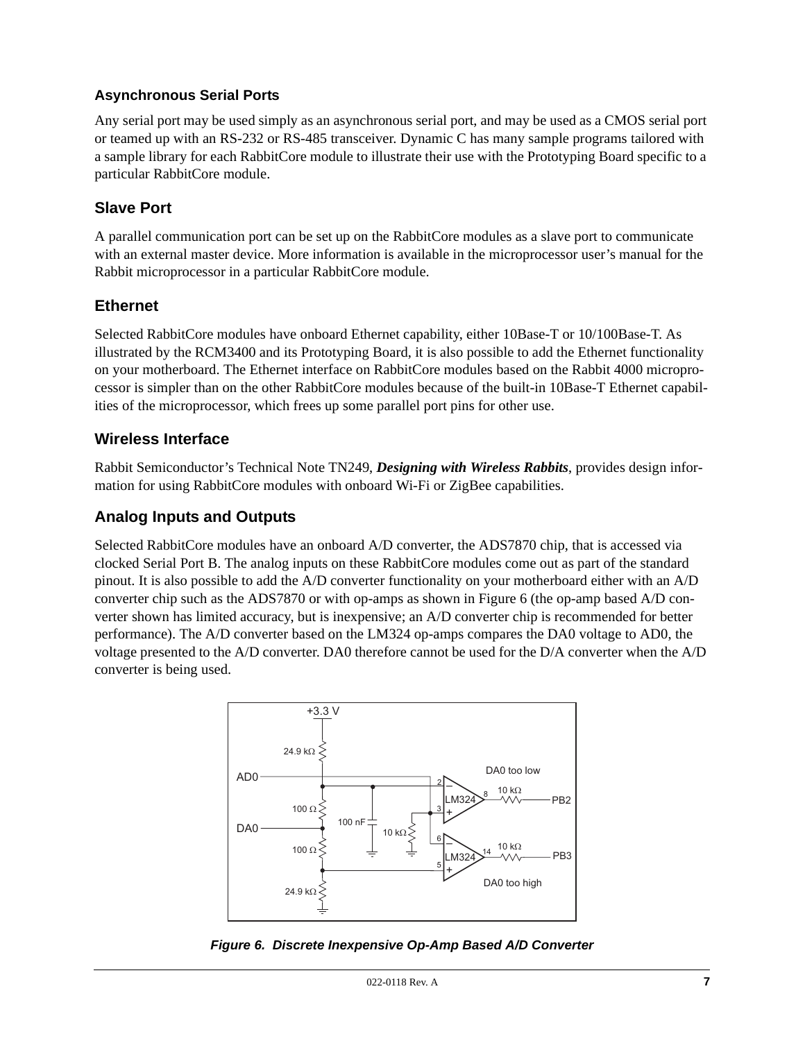### Asynchronous Serial Ports

Any serial port may be used simply as an asynchronous serial port, and may be used as a CMOS serial port or teamed up with an RS-232 or RS-485 transceiver. Dynamic C has many sample programs tailored with a sample library for each RabbitCore module to illustrate their use with the Prototyping Board specific to a particular RabbitCore module.

### Slave Port

A parallel communication port can be set up on the RabbitCore modules as a slave port to communicate with an external master device. More information is available in the microprocessor user's manual for the Rabbit microprocessor in a particular RabbitCore module.

### Ethernet

Selected RabbitCore modules have onboard Ethernet capability, either 10Base-T or 10/100Base-T. As illustrated by the RCM3400 and its Prototyping Board, it is also possible to add the Ethernet functionality on your motherboard. The Ethernet interface on RabbitCore modules based on the Rabbit 4000 microprocessor is simpler than on the other RabbitCore modules because of the built-in 10Base-T Ethernet capabilities of the microprocessor, which frees up some parallel port pins for other use.

### Wireless Interface

Rabbit Semiconductor's Technical Note TN249, ***Designing with Wireless Rabbits***, provides design information for using RabbitCore modules with onboard Wi-Fi or ZigBee capabilities.

### Analog Inputs and Outputs

Selected RabbitCore modules have an onboard A/D converter, the ADS7870 chip, that is accessed via clocked Serial Port B. The analog inputs on these RabbitCore modules come out as part of the standard pinout. It is also possible to add the A/D converter functionality on your motherboard either with an A/D converter chip such as the ADS7870 or with op-amps as shown in Figure 6 (the op-amp based A/D converter shown has limited accuracy, but is inexpensive; an A/D converter chip is recommended for better performance). The A/D converter based on the LM324 op-amps compares the DA0 voltage to AD0, the voltage presented to the A/D converter. DA0 therefore cannot be used for the D/A converter when the A/D converter is being used.

*Figure 6. Discrete Inexpensive Op-Amp Based A/D Converter*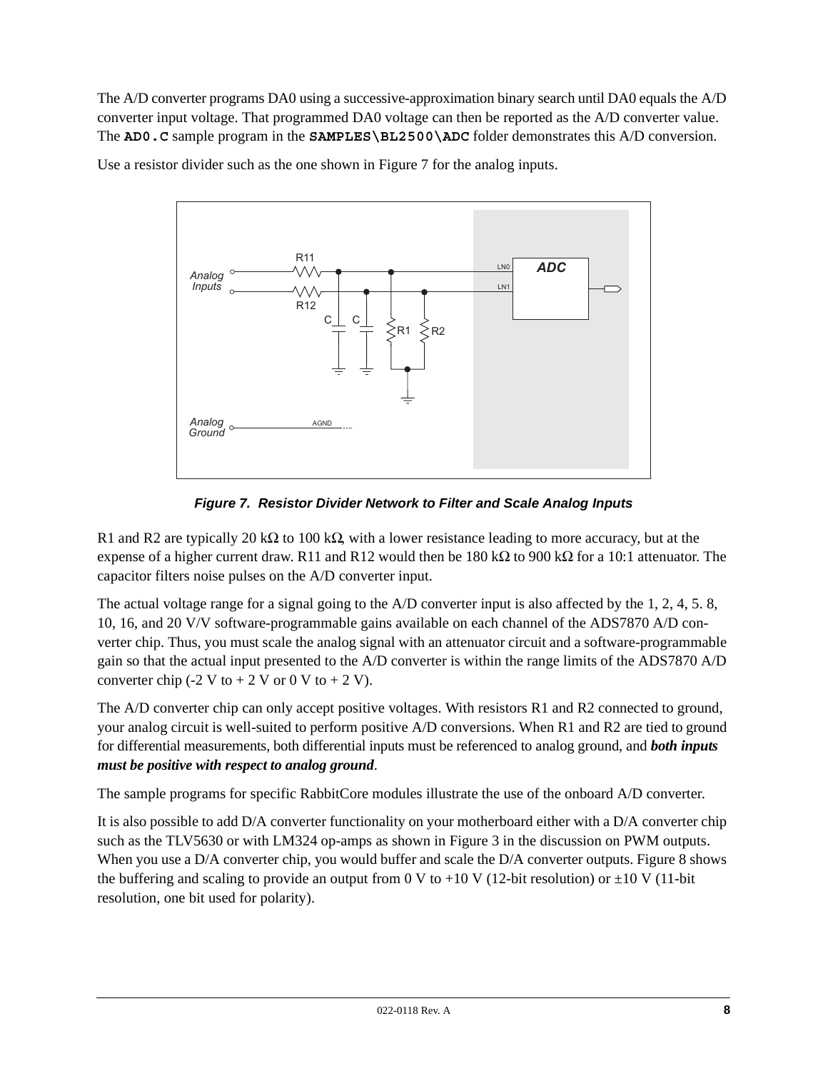The A/D converter programs DA0 using a successive-approximation binary search until DA0 equals the A/D converter input voltage. That programmed DA0 voltage can then be reported as the A/D converter value. The **AD0.C** sample program in the **SAMPLES\BL2500\ADC** folder demonstrates this A/D conversion.

Use a resistor divider such as the one shown in Figure 7 for the analog inputs.

***Figure 7. Resistor Divider Network to Filter and Scale Analog Inputs***

R1 and R2 are typically 20 kΩ to 100 kΩ, with a lower resistance leading to more accuracy, but at the expense of a higher current draw. R11 and R12 would then be 180 kΩ to 900 kΩ for a 10:1 attenuator. The capacitor filters noise pulses on the A/D converter input.

The actual voltage range for a signal going to the A/D converter input is also affected by the 1, 2, 4, 5. 8, 10, 16, and 20 V/V software-programmable gains available on each channel of the ADS7870 A/D converter chip. Thus, you must scale the analog signal with an attenuator circuit and a software-programmable gain so that the actual input presented to the A/D converter is within the range limits of the ADS7870 A/D converter chip (-2 V to + 2 V or 0 V to + 2 V).

The A/D converter chip can only accept positive voltages. With resistors R1 and R2 connected to ground, your analog circuit is well-suited to perform positive A/D conversions. When R1 and R2 are tied to ground for differential measurements, both differential inputs must be referenced to analog ground, and ***both inputs must be positive with respect to analog ground***.

The sample programs for specific RabbitCore modules illustrate the use of the onboard A/D converter.

It is also possible to add D/A converter functionality on your motherboard either with a D/A converter chip such as the TLV5630 or with LM324 op-amps as shown in Figure 3 in the discussion on PWM outputs. When you use a D/A converter chip, you would buffer and scale the D/A converter outputs. Figure 8 shows the buffering and scaling to provide an output from 0 V to +10 V (12-bit resolution) or ±10 V (11-bit resolution, one bit used for polarity).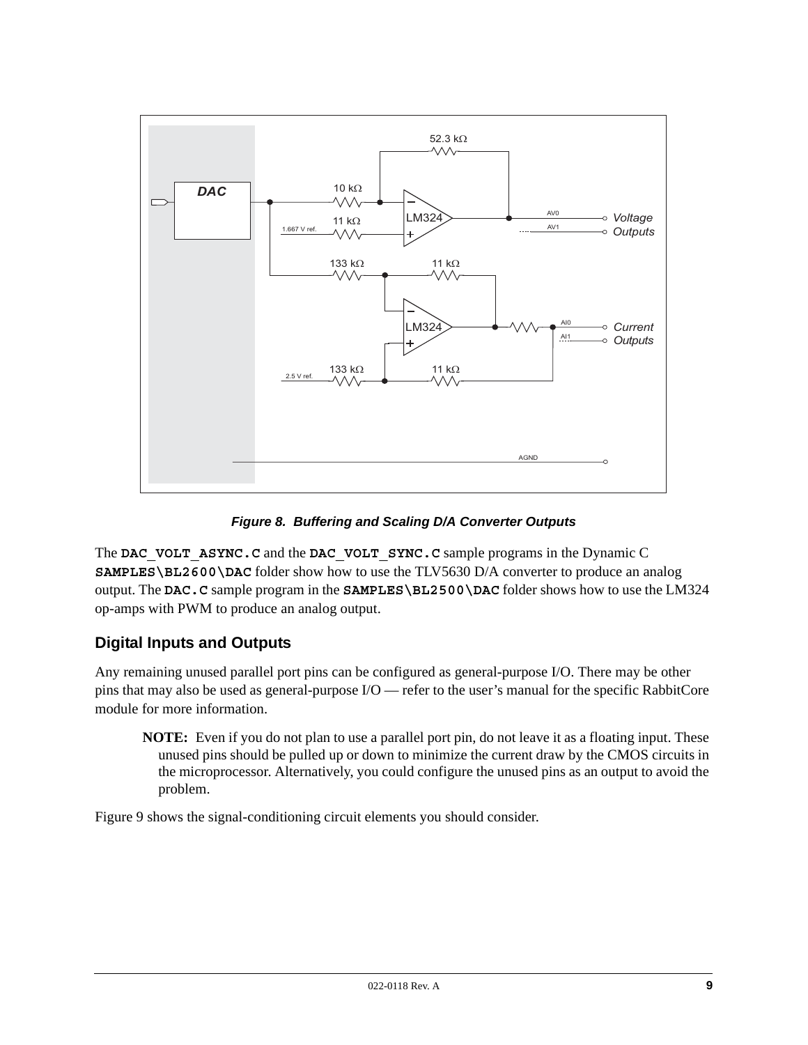*Figure 8. Buffering and Scaling D/A Converter Outputs*

The **DAC_VOLT_ASYNC.C** and the **DAC_VOLT_SYNC.C** sample programs in the Dynamic C **SAMPLES\BL2600\DAC** folder show how to use the TLV5630 D/A converter to produce an analog output. The **DAC.C** sample program in the **SAMPLES\BL2500\DAC** folder shows how to use the LM324 op-amps with PWM to produce an analog output.

## Digital Inputs and Outputs

Any remaining unused parallel port pins can be configured as general-purpose I/O. There may be other pins that may also be used as general-purpose I/O — refer to the user's manual for the specific RabbitCore module for more information.

> **NOTE:** Even if you do not plan to use a parallel port pin, do not leave it as a floating input. These unused pins should be pulled up or down to minimize the current draw by the CMOS circuits in the microprocessor. Alternatively, you could configure the unused pins as an output to avoid the problem.

Figure 9 shows the signal-conditioning circuit elements you should consider.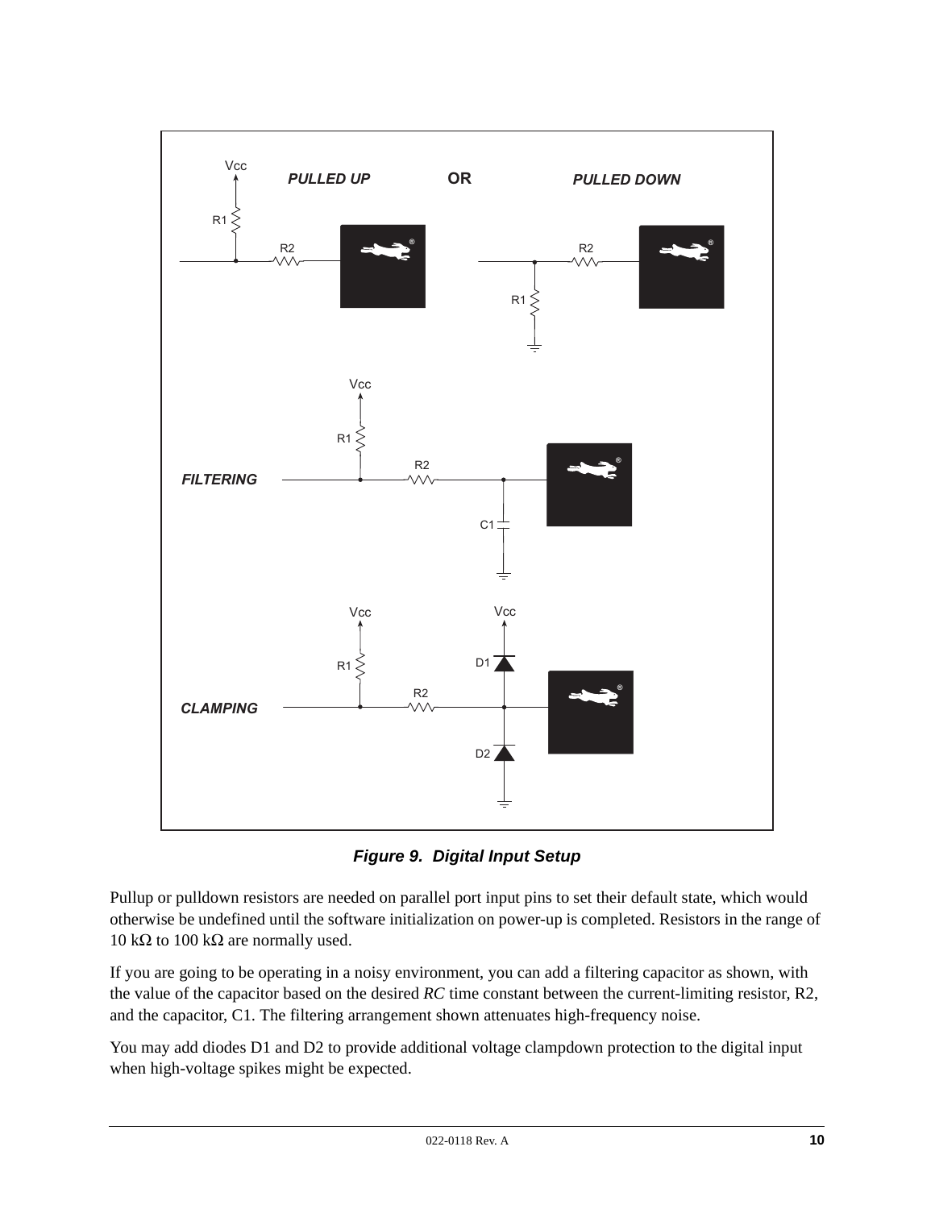**Figure 9. Digital Input Setup**

Pullup or pulldown resistors are needed on parallel port input pins to set their default state, which would otherwise be undefined until the software initialization on power-up is completed. Resistors in the range of 10 kΩ to 100 kΩ are normally used.

If you are going to be operating in a noisy environment, you can add a filtering capacitor as shown, with the value of the capacitor based on the desired *RC* time constant between the current-limiting resistor, R2, and the capacitor, C1. The filtering arrangement shown attenuates high-frequency noise.

You may add diodes D1 and D2 to provide additional voltage clampdown protection to the digital input when high-voltage spikes might be expected.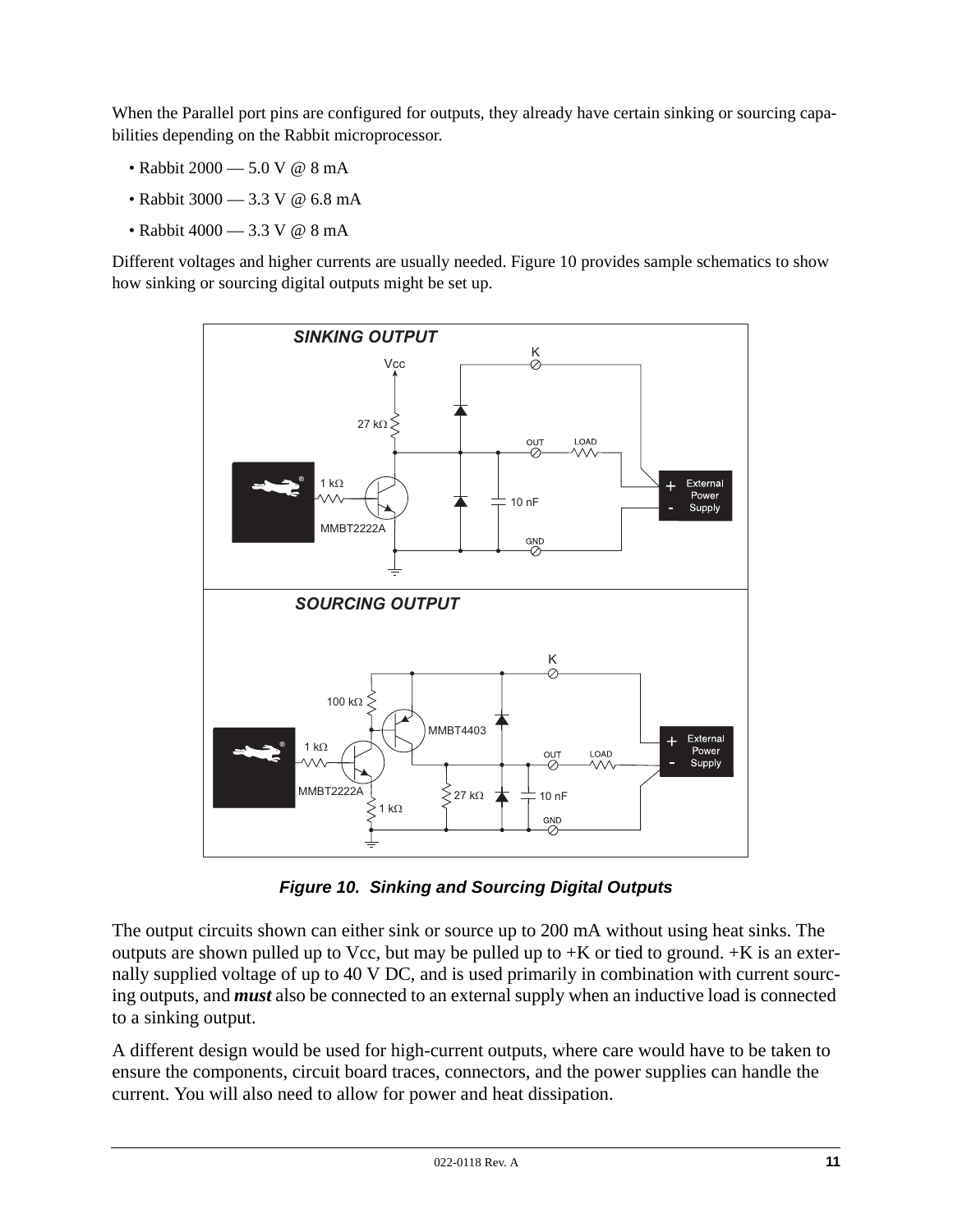When the Parallel port pins are configured for outputs, they already have certain sinking or sourcing capabilities depending on the Rabbit microprocessor.

- Rabbit 2000 — 5.0 V @ 8 mA
- Rabbit 3000 — 3.3 V @ 6.8 mA
- Rabbit 4000 — 3.3 V @ 8 mA

Different voltages and higher currents are usually needed. Figure 10 provides sample schematics to show how sinking or sourcing digital outputs might be set up.

***Figure 10. Sinking and Sourcing Digital Outputs***

The output circuits shown can either sink or source up to 200 mA without using heat sinks. The outputs are shown pulled up to Vcc, but may be pulled up to +K or tied to ground. +K is an externally supplied voltage of up to 40 V DC, and is used primarily in combination with current sourcing outputs, and ***must*** also be connected to an external supply when an inductive load is connected to a sinking output.

A different design would be used for high-current outputs, where care would have to be taken to ensure the components, circuit board traces, connectors, and the power supplies can handle the current. You will also need to allow for power and heat dissipation.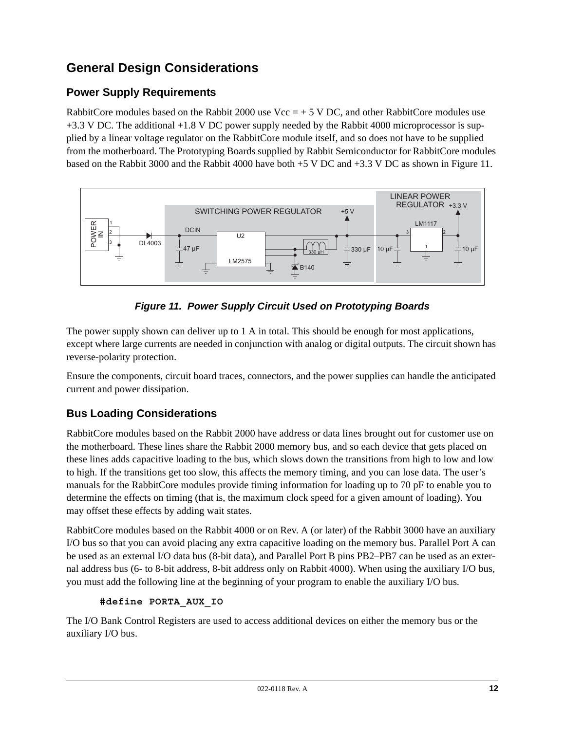## General Design Considerations

### Power Supply Requirements

RabbitCore modules based on the Rabbit 2000 use Vcc = + 5 V DC, and other RabbitCore modules use +3.3 V DC. The additional +1.8 V DC power supply needed by the Rabbit 4000 microprocessor is supplied by a linear voltage regulator on the RabbitCore module itself, and so does not have to be supplied from the motherboard. The Prototyping Boards supplied by Rabbit Semiconductor for RabbitCore modules based on the Rabbit 3000 and the Rabbit 4000 have both +5 V DC and +3.3 V DC as shown in Figure 11.

***Figure 11. Power Supply Circuit Used on Prototyping Boards***

The power supply shown can deliver up to 1 A in total. This should be enough for most applications, except where large currents are needed in conjunction with analog or digital outputs. The circuit shown has reverse-polarity protection.

Ensure the components, circuit board traces, connectors, and the power supplies can handle the anticipated current and power dissipation.

### Bus Loading Considerations

RabbitCore modules based on the Rabbit 2000 have address or data lines brought out for customer use on the motherboard. These lines share the Rabbit 2000 memory bus, and so each device that gets placed on these lines adds capacitive loading to the bus, which slows down the transitions from high to low and low to high. If the transitions get too slow, this affects the memory timing, and you can lose data. The user's manuals for the RabbitCore modules provide timing information for loading up to 70 pF to enable you to determine the effects on timing (that is, the maximum clock speed for a given amount of loading). You may offset these effects by adding wait states.

RabbitCore modules based on the Rabbit 4000 or on Rev. A (or later) of the Rabbit 3000 have an auxiliary I/O bus so that you can avoid placing any extra capacitive loading on the memory bus. Parallel Port A can be used as an external I/O data bus (8-bit data), and Parallel Port B pins PB2–PB7 can be used as an external address bus (6- to 8-bit address, 8-bit address only on Rabbit 4000). When using the auxiliary I/O bus, you must add the following line at the beginning of your program to enable the auxiliary I/O bus.

```
#define PORTA_AUX_IO
```

The I/O Bank Control Registers are used to access additional devices on either the memory bus or the auxiliary I/O bus.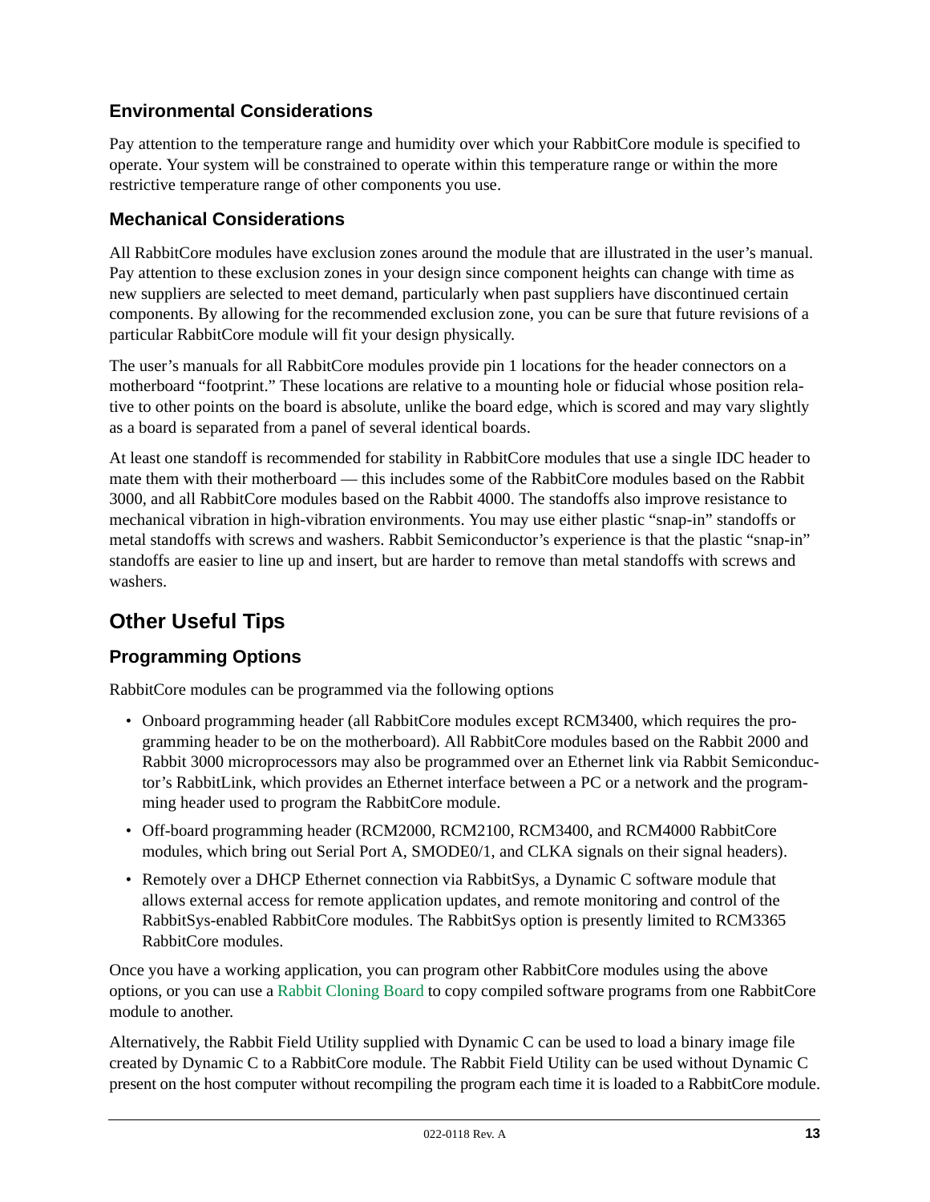### Environmental Considerations

Pay attention to the temperature range and humidity over which your RabbitCore module is specified to operate. Your system will be constrained to operate within this temperature range or within the more restrictive temperature range of other components you use.

### Mechanical Considerations

All RabbitCore modules have exclusion zones around the module that are illustrated in the user's manual. Pay attention to these exclusion zones in your design since component heights can change with time as new suppliers are selected to meet demand, particularly when past suppliers have discontinued certain components. By allowing for the recommended exclusion zone, you can be sure that future revisions of a particular RabbitCore module will fit your design physically.

The user's manuals for all RabbitCore modules provide pin 1 locations for the header connectors on a motherboard "footprint." These locations are relative to a mounting hole or fiducial whose position relative to other points on the board is absolute, unlike the board edge, which is scored and may vary slightly as a board is separated from a panel of several identical boards.

At least one standoff is recommended for stability in RabbitCore modules that use a single IDC header to mate them with their motherboard — this includes some of the RabbitCore modules based on the Rabbit 3000, and all RabbitCore modules based on the Rabbit 4000. The standoffs also improve resistance to mechanical vibration in high-vibration environments. You may use either plastic "snap-in" standoffs or metal standoffs with screws and washers. Rabbit Semiconductor's experience is that the plastic "snap-in" standoffs are easier to line up and insert, but are harder to remove than metal standoffs with screws and washers.

## Other Useful Tips

### Programming Options

RabbitCore modules can be programmed via the following options

- Onboard programming header (all RabbitCore modules except RCM3400, which requires the programming header to be on the motherboard). All RabbitCore modules based on the Rabbit 2000 and Rabbit 3000 microprocessors may also be programmed over an Ethernet link via Rabbit Semiconductor's RabbitLink, which provides an Ethernet interface between a PC or a network and the programming header used to program the RabbitCore module.
- Off-board programming header (RCM2000, RCM2100, RCM3400, and RCM4000 RabbitCore modules, which bring out Serial Port A, SMODE0/1, and CLKA signals on their signal headers).
- Remotely over a DHCP Ethernet connection via RabbitSys, a Dynamic C software module that allows external access for remote application updates, and remote monitoring and control of the RabbitSys-enabled RabbitCore modules. The RabbitSys option is presently limited to RCM3365 RabbitCore modules.

Once you have a working application, you can program other RabbitCore modules using the above options, or you can use a Rabbit Cloning Board to copy compiled software programs from one RabbitCore module to another.

Alternatively, the Rabbit Field Utility supplied with Dynamic C can be used to load a binary image file created by Dynamic C to a RabbitCore module. The Rabbit Field Utility can be used without Dynamic C present on the host computer without recompiling the program each time it is loaded to a RabbitCore module.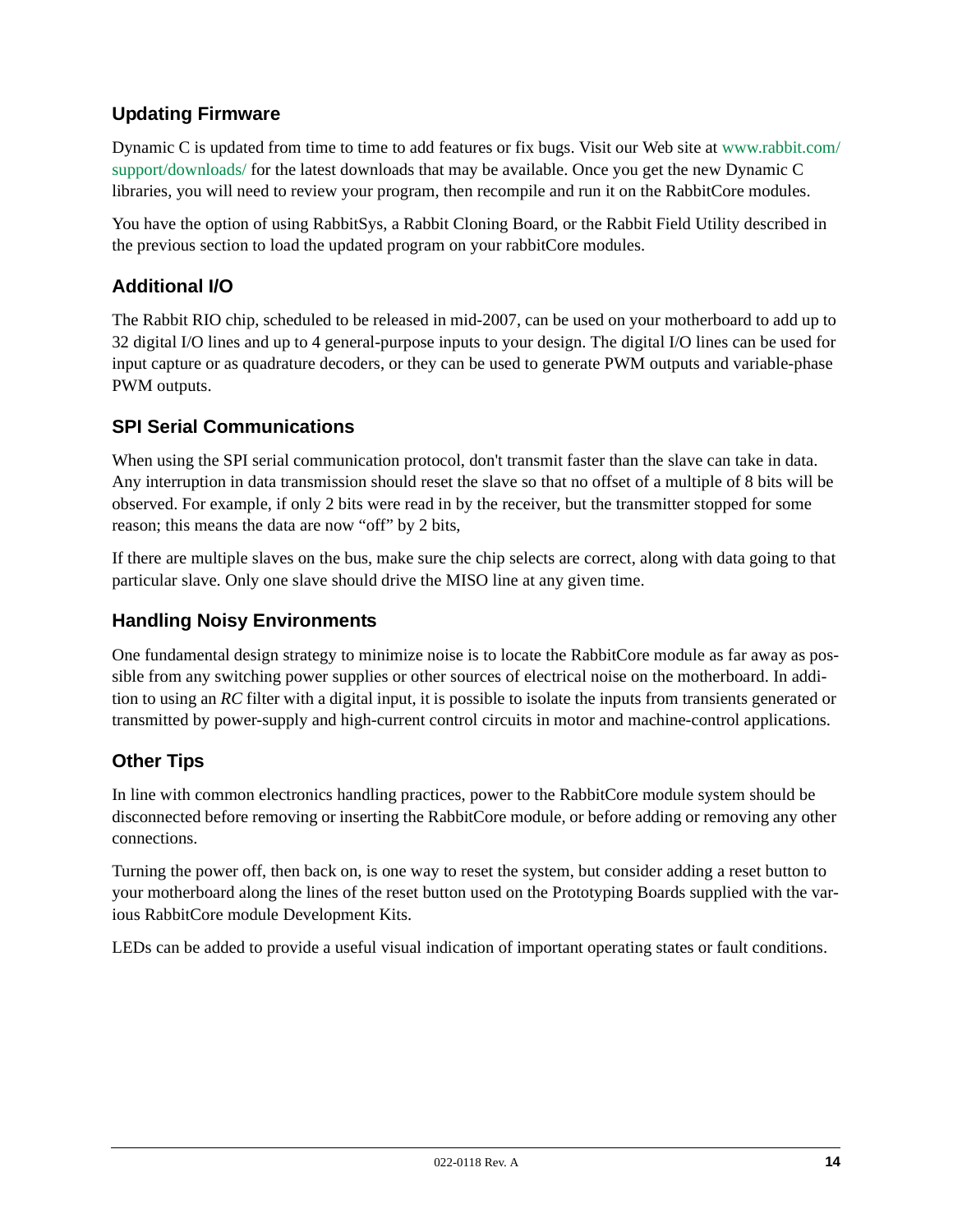## Updating Firmware

Dynamic C is updated from time to time to add features or fix bugs. Visit our Web site at www.rabbit.com/support/downloads/ for the latest downloads that may be available. Once you get the new Dynamic C libraries, you will need to review your program, then recompile and run it on the RabbitCore modules.

You have the option of using RabbitSys, a Rabbit Cloning Board, or the Rabbit Field Utility described in the previous section to load the updated program on your rabbitCore modules.

## Additional I/O

The Rabbit RIO chip, scheduled to be released in mid-2007, can be used on your motherboard to add up to 32 digital I/O lines and up to 4 general-purpose inputs to your design. The digital I/O lines can be used for input capture or as quadrature decoders, or they can be used to generate PWM outputs and variable-phase PWM outputs.

## SPI Serial Communications

When using the SPI serial communication protocol, don't transmit faster than the slave can take in data. Any interruption in data transmission should reset the slave so that no offset of a multiple of 8 bits will be observed. For example, if only 2 bits were read in by the receiver, but the transmitter stopped for some reason; this means the data are now “off” by 2 bits,

If there are multiple slaves on the bus, make sure the chip selects are correct, along with data going to that particular slave. Only one slave should drive the MISO line at any given time.

## Handling Noisy Environments

One fundamental design strategy to minimize noise is to locate the RabbitCore module as far away as possible from any switching power supplies or other sources of electrical noise on the motherboard. In addition to using an *RC* filter with a digital input, it is possible to isolate the inputs from transients generated or transmitted by power-supply and high-current control circuits in motor and machine-control applications.

## Other Tips

In line with common electronics handling practices, power to the RabbitCore module system should be disconnected before removing or inserting the RabbitCore module, or before adding or removing any other connections.

Turning the power off, then back on, is one way to reset the system, but consider adding a reset button to your motherboard along the lines of the reset button used on the Prototyping Boards supplied with the various RabbitCore module Development Kits.

LEDs can be added to provide a useful visual indication of important operating states or fault conditions.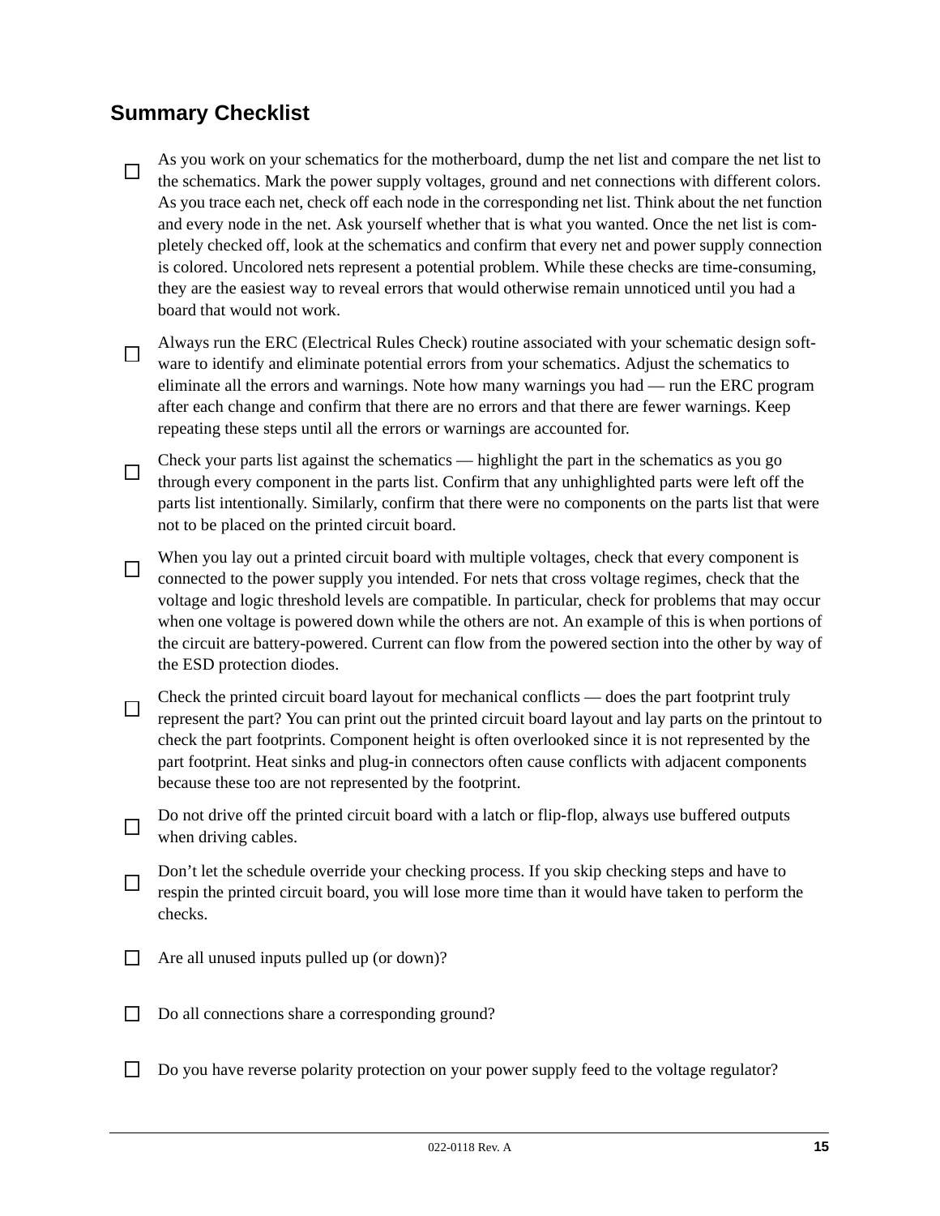## Summary Checklist

- [ ] As you work on your schematics for the motherboard, dump the net list and compare the net list to the schematics. Mark the power supply voltages, ground and net connections with different colors. As you trace each net, check off each node in the corresponding net list. Think about the net function and every node in the net. Ask yourself whether that is what you wanted. Once the net list is completely checked off, look at the schematics and confirm that every net and power supply connection is colored. Uncolored nets represent a potential problem. While these checks are time-consuming, they are the easiest way to reveal errors that would otherwise remain unnoticed until you had a board that would not work.

- [ ] Always run the ERC (Electrical Rules Check) routine associated with your schematic design software to identify and eliminate potential errors from your schematics. Adjust the schematics to eliminate all the errors and warnings. Note how many warnings you had — run the ERC program after each change and confirm that there are no errors and that there are fewer warnings. Keep repeating these steps until all the errors or warnings are accounted for.

- [ ] Check your parts list against the schematics — highlight the part in the schematics as you go through every component in the parts list. Confirm that any unhighlighted parts were left off the parts list intentionally. Similarly, confirm that there were no components on the parts list that were not to be placed on the printed circuit board.

- [ ] When you lay out a printed circuit board with multiple voltages, check that every component is connected to the power supply you intended. For nets that cross voltage regimes, check that the voltage and logic threshold levels are compatible. In particular, check for problems that may occur when one voltage is powered down while the others are not. An example of this is when portions of the circuit are battery-powered. Current can flow from the powered section into the other by way of the ESD protection diodes.

- [ ] Check the printed circuit board layout for mechanical conflicts — does the part footprint truly represent the part? You can print out the printed circuit board layout and lay parts on the printout to check the part footprints. Component height is often overlooked since it is not represented by the part footprint. Heat sinks and plug-in connectors often cause conflicts with adjacent components because these too are not represented by the footprint.

- [ ] Do not drive off the printed circuit board with a latch or flip-flop, always use buffered outputs when driving cables.

- [ ] Don't let the schedule override your checking process. If you skip checking steps and have to respin the printed circuit board, you will lose more time than it would have taken to perform the checks.

- [ ] Are all unused inputs pulled up (or down)?

- [ ] Do all connections share a corresponding ground?

- [ ] Do you have reverse polarity protection on your power supply feed to the voltage regulator?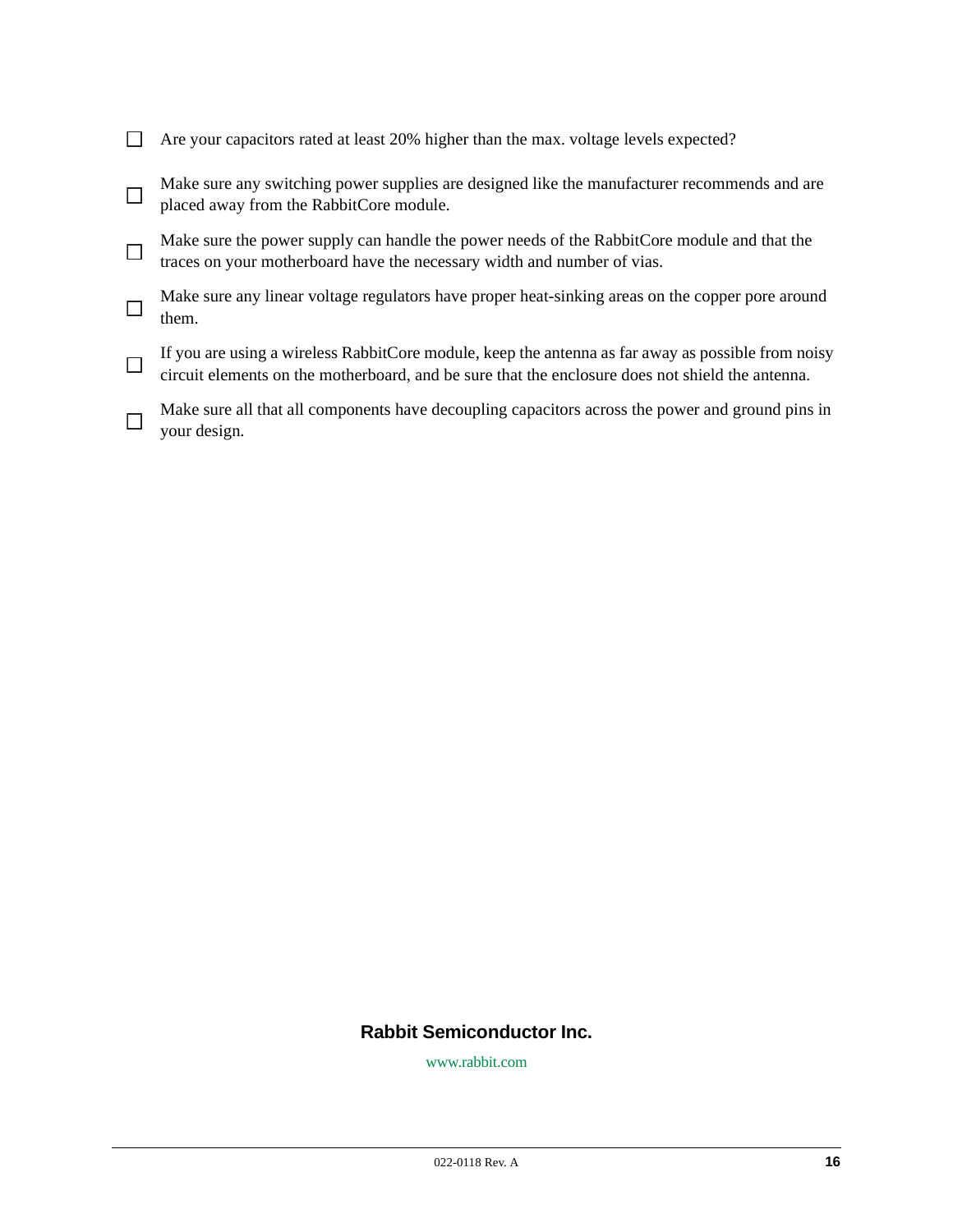- [ ] Are your capacitors rated at least 20% higher than the max. voltage levels expected?
- [ ] Make sure any switching power supplies are designed like the manufacturer recommends and are placed away from the RabbitCore module.
- [ ] Make sure the power supply can handle the power needs of the RabbitCore module and that the traces on your motherboard have the necessary width and number of vias.
- [ ] Make sure any linear voltage regulators have proper heat-sinking areas on the copper pore around them.
- [ ] If you are using a wireless RabbitCore module, keep the antenna as far away as possible from noisy circuit elements on the motherboard, and be sure that the enclosure does not shield the antenna.
- [ ] Make sure all that all components have decoupling capacitors across the power and ground pins in your design.

**Rabbit Semiconductor Inc.**

www.rabbit.com

022-0118 Rev. A